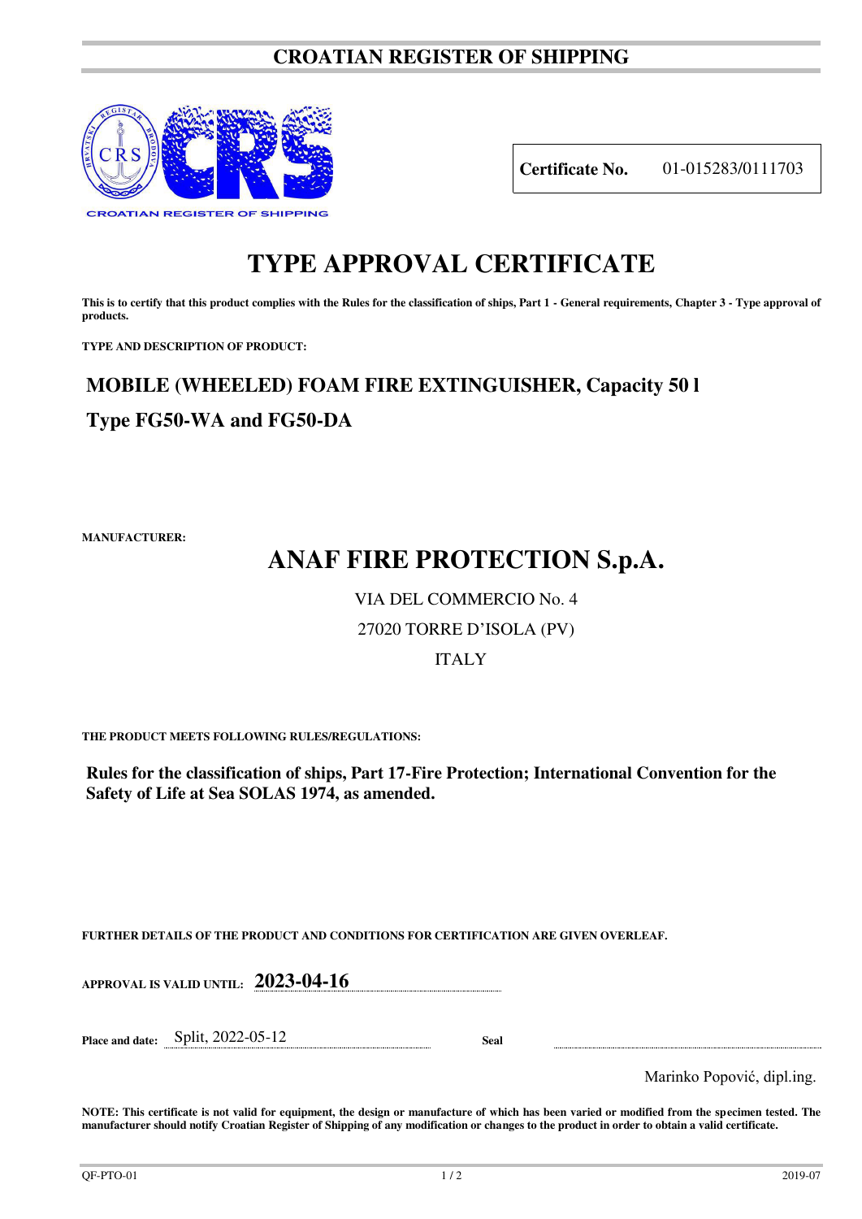# CROATIAN REGISTER OF SHIPPING

**Certificate No.** 01-015283/0111703

# TYPE APPROVAL CERTIFICATE

**This is to certify that this product complies with the Rules for the classification of ships, Part 1 - General requirements, Chapter 3 - Type approval of products.**

**TYPE AND DESCRIPTION OF PRODUCT:**

## MOBILE (WHEELED) FOAM FIRE EXTINGUISHER, Capacity 50 l

## Type FG50-WA and FG50-DA

**MANUFACTURER:**

## ANAF FIRE PROTECTION S.p.A.

VIA DEL COMMERCIO No. 4

27020 TORRE D'ISOLA (PV)

ITALY

**THE PRODUCT MEETS FOLLOWING RULES/REGULATIONS:**

**Rules for the classification of ships, Part 17-Fire Protection; International Convention for the Safety of Life at Sea SOLAS 1974, as amended.**

**FURTHER DETAILS OF THE PRODUCT AND CONDITIONS FOR CERTIFICATION ARE GIVEN OVERLEAF.**

**APPROVAL IS VALID UNTIL:** **2023-04-16**

**Place and date:** Split, 2022-05-12

**Seal**

Marinko Popović, dipl.ing.

**NOTE: This certificate is not valid for equipment, the design or manufacture of which has been varied or modified from the specimen tested. The manufacturer should notify Croatian Register of Shipping of any modification or changes to the product in order to obtain a valid certificate.**

QF-PTO-01 2019-07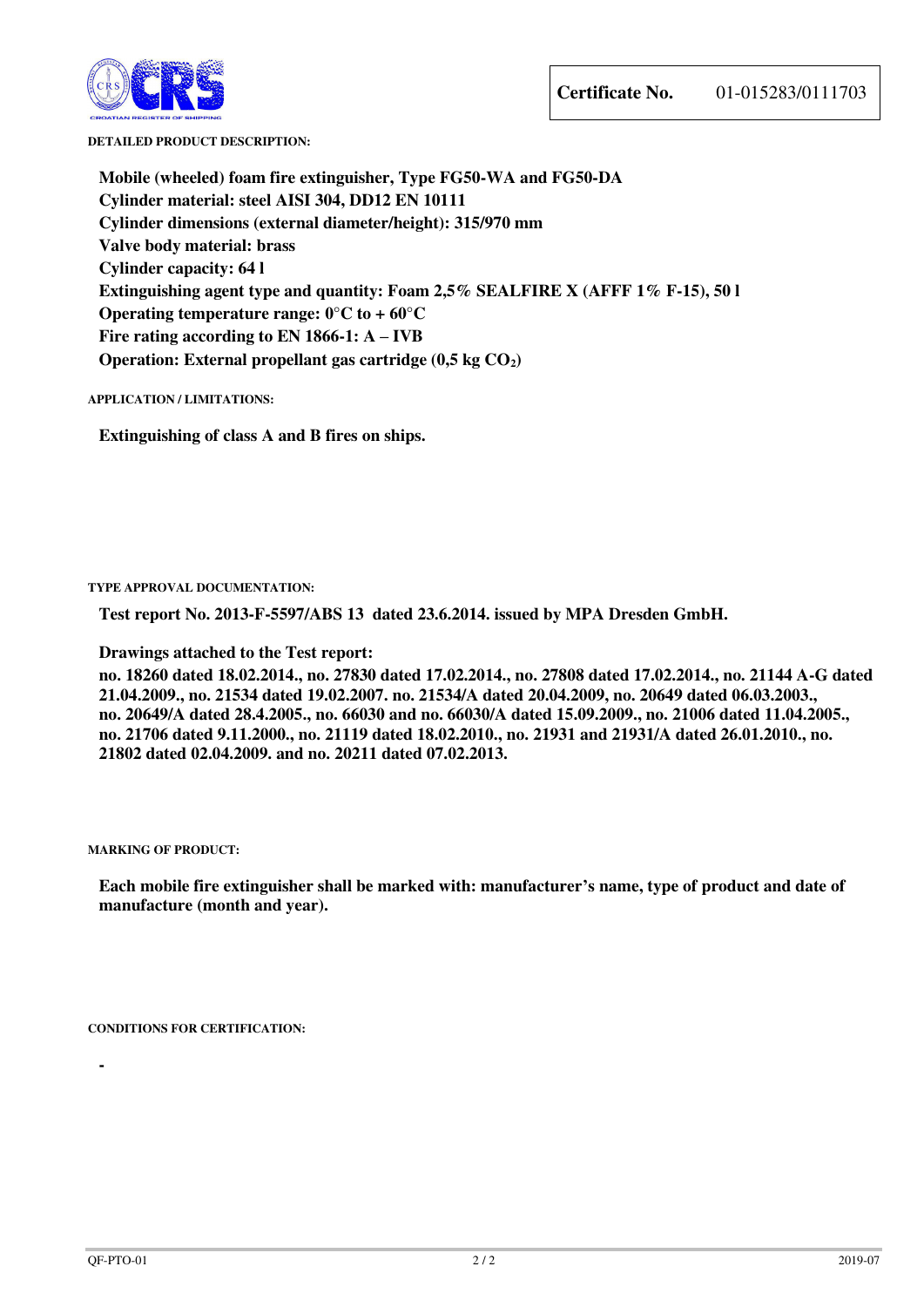**Certificate No.** 01-015283/0111703

**DETAILED PRODUCT DESCRIPTION:**

**Mobile (wheeled) foam fire extinguisher, Type FG50-WA and FG50-DA**
**Cylinder material: steel AISI 304, DD12 EN 10111**
**Cylinder dimensions (external diameter/height): 315/970 mm**
**Valve body material: brass**
**Cylinder capacity: 64 l**
**Extinguishing agent type and quantity: Foam 2,5% SEALFIRE X (AFFF 1% F-15), 50 l**
**Operating temperature range: 0°C to + 60°C**
**Fire rating according to EN 1866-1: A – IVB**
**Operation: External propellant gas cartridge (0,5 kg $CO_2$)**

**APPLICATION / LIMITATIONS:**

**Extinguishing of class A and B fires on ships.**

**TYPE APPROVAL DOCUMENTATION:**

**Test report No. 2013-F-5597/ABS 13 dated 23.6.2014. issued by MPA Dresden GmbH.**

**Drawings attached to the Test report:**
**no. 18260 dated 18.02.2014., no. 27830 dated 17.02.2014., no. 27808 dated 17.02.2014., no. 21144 A-G dated 21.04.2009., no. 21534 dated 19.02.2007. no. 21534/A dated 20.04.2009, no. 20649 dated 06.03.2003., no. 20649/A dated 28.4.2005., no. 66030 and no. 66030/A dated 15.09.2009., no. 21006 dated 11.04.2005., no. 21706 dated 9.11.2000., no. 21119 dated 18.02.2010., no. 21931 and 21931/A dated 26.01.2010., no. 21802 dated 02.04.2009. and no. 20211 dated 07.02.2013.**

**MARKING OF PRODUCT:**

**Each mobile fire extinguisher shall be marked with: manufacturer's name, type of product and date of manufacture (month and year).**

**CONDITIONS FOR CERTIFICATION:**

-

QF-PTO-01 2019-07